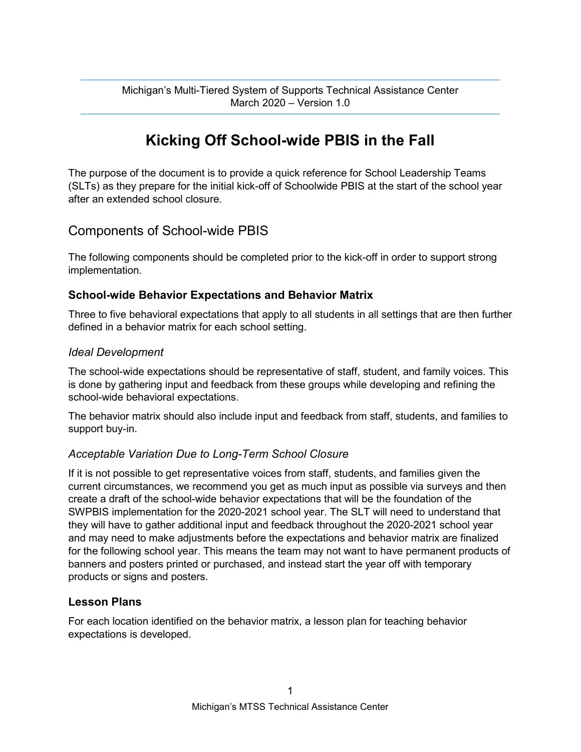Michigan's Multi-Tiered System of Supports Technical Assistance Center
March 2020 – Version 1.0

# Kicking Off School-wide PBIS in the Fall

The purpose of the document is to provide a quick reference for School Leadership Teams (SLTs) as they prepare for the initial kick-off of Schoolwide PBIS at the start of the school year after an extended school closure.

## Components of School-wide PBIS

The following components should be completed prior to the kick-off in order to support strong implementation.

### School-wide Behavior Expectations and Behavior Matrix

Three to five behavioral expectations that apply to all students in all settings that are then further defined in a behavior matrix for each school setting.

#### *Ideal Development*

The school-wide expectations should be representative of staff, student, and family voices. This is done by gathering input and feedback from these groups while developing and refining the school-wide behavioral expectations.

The behavior matrix should also include input and feedback from staff, students, and families to support buy-in.

#### *Acceptable Variation Due to Long-Term School Closure*

If it is not possible to get representative voices from staff, students, and families given the current circumstances, we recommend you get as much input as possible via surveys and then create a draft of the school-wide behavior expectations that will be the foundation of the SWPBIS implementation for the 2020-2021 school year. The SLT will need to understand that they will have to gather additional input and feedback throughout the 2020-2021 school year and may need to make adjustments before the expectations and behavior matrix are finalized for the following school year. This means the team may not want to have permanent products of banners and posters printed or purchased, and instead start the year off with temporary products or signs and posters.

### Lesson Plans

For each location identified on the behavior matrix, a lesson plan for teaching behavior expectations is developed.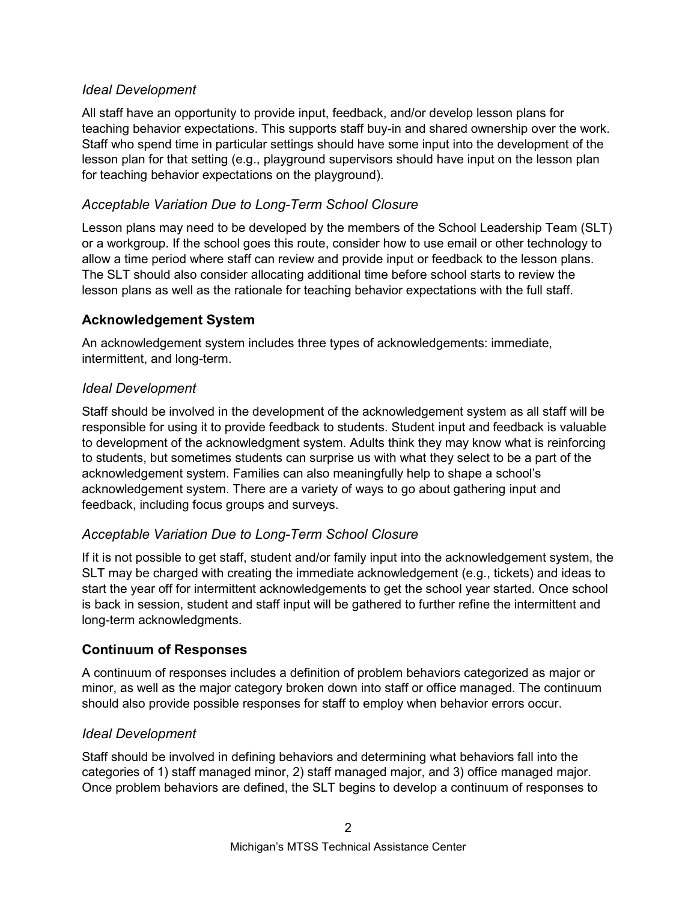### *Ideal Development*

All staff have an opportunity to provide input, feedback, and/or develop lesson plans for teaching behavior expectations. This supports staff buy-in and shared ownership over the work. Staff who spend time in particular settings should have some input into the development of the lesson plan for that setting (e.g., playground supervisors should have input on the lesson plan for teaching behavior expectations on the playground).

### *Acceptable Variation Due to Long-Term School Closure*

Lesson plans may need to be developed by the members of the School Leadership Team (SLT) or a workgroup. If the school goes this route, consider how to use email or other technology to allow a time period where staff can review and provide input or feedback to the lesson plans. The SLT should also consider allocating additional time before school starts to review the lesson plans as well as the rationale for teaching behavior expectations with the full staff.

## **Acknowledgement System**

An acknowledgement system includes three types of acknowledgements: immediate, intermittent, and long-term.

### *Ideal Development*

Staff should be involved in the development of the acknowledgement system as all staff will be responsible for using it to provide feedback to students. Student input and feedback is valuable to development of the acknowledgment system. Adults think they may know what is reinforcing to students, but sometimes students can surprise us with what they select to be a part of the acknowledgement system. Families can also meaningfully help to shape a school's acknowledgement system. There are a variety of ways to go about gathering input and feedback, including focus groups and surveys.

### *Acceptable Variation Due to Long-Term School Closure*

If it is not possible to get staff, student and/or family input into the acknowledgement system, the SLT may be charged with creating the immediate acknowledgement (e.g., tickets) and ideas to start the year off for intermittent acknowledgements to get the school year started. Once school is back in session, student and staff input will be gathered to further refine the intermittent and long-term acknowledgments.

## **Continuum of Responses**

A continuum of responses includes a definition of problem behaviors categorized as major or minor, as well as the major category broken down into staff or office managed. The continuum should also provide possible responses for staff to employ when behavior errors occur.

### *Ideal Development*

Staff should be involved in defining behaviors and determining what behaviors fall into the categories of 1) staff managed minor, 2) staff managed major, and 3) office managed major. Once problem behaviors are defined, the SLT begins to develop a continuum of responses to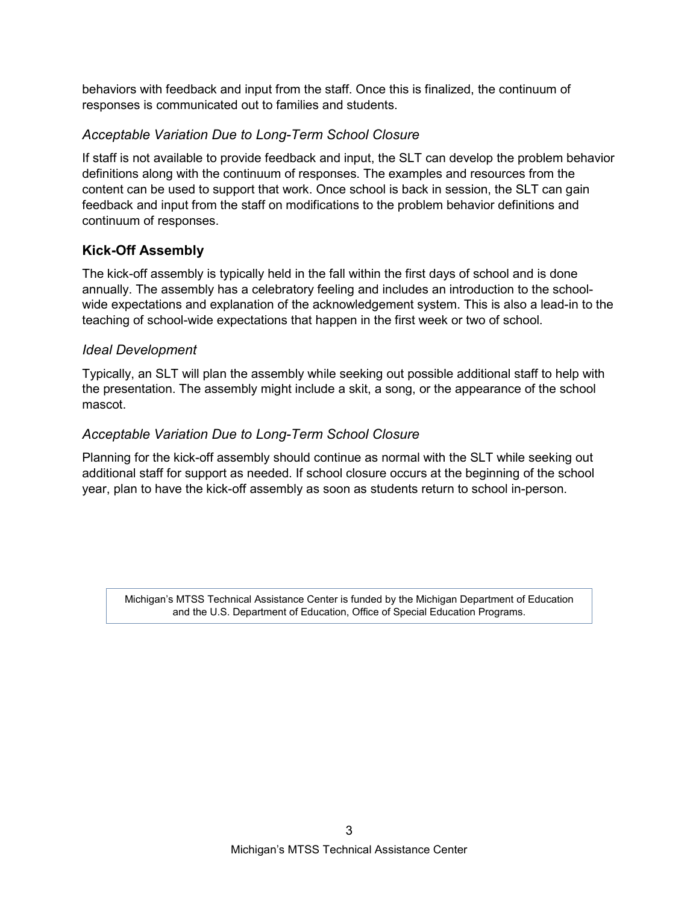behaviors with feedback and input from the staff. Once this is finalized, the continuum of responses is communicated out to families and students.

### *Acceptable Variation Due to Long-Term School Closure*

If staff is not available to provide feedback and input, the SLT can develop the problem behavior definitions along with the continuum of responses. The examples and resources from the content can be used to support that work. Once school is back in session, the SLT can gain feedback and input from the staff on modifications to the problem behavior definitions and continuum of responses.

## Kick-Off Assembly

The kick-off assembly is typically held in the fall within the first days of school and is done annually. The assembly has a celebratory feeling and includes an introduction to the school-wide expectations and explanation of the acknowledgement system. This is also a lead-in to the teaching of school-wide expectations that happen in the first week or two of school.

### *Ideal Development*

Typically, an SLT will plan the assembly while seeking out possible additional staff to help with the presentation. The assembly might include a skit, a song, or the appearance of the school mascot.

### *Acceptable Variation Due to Long-Term School Closure*

Planning for the kick-off assembly should continue as normal with the SLT while seeking out additional staff for support as needed. If school closure occurs at the beginning of the school year, plan to have the kick-off assembly as soon as students return to school in-person.

Michigan's MTSS Technical Assistance Center is funded by the Michigan Department of Education and the U.S. Department of Education, Office of Special Education Programs.